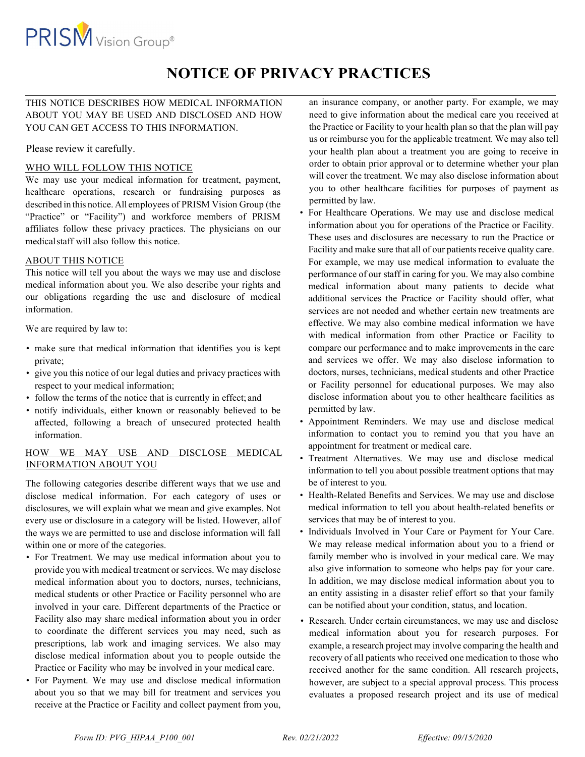PRISM Vision Group®

# NOTICE OF PRIVACY PRACTICES

THIS NOTICE DESCRIBES HOW MEDICAL INFORMATION ABOUT YOU MAY BE USED AND DISCLOSED AND HOW YOU CAN GET ACCESS TO THIS INFORMATION.

Please review it carefully.

## WHO WILL FOLLOW THIS NOTICE

We may use your medical information for treatment, payment, healthcare operations, research or fundraising purposes as described in this notice. All employees of PRISM Vision Group (the "Practice" or "Facility") and workforce members of PRISM affiliates follow these privacy practices. The physicians on our medical staff will also follow this notice.

## ABOUT THIS NOTICE

This notice will tell you about the ways we may use and disclose medical information about you. We also describe your rights and our obligations regarding the use and disclosure of medical information.

We are required by law to:

- make sure that medical information that identifies you is kept private;
- give you this notice of our legal duties and privacy practices with respect to your medical information;
- follow the terms of the notice that is currently in effect; and
- notify individuals, either known or reasonably believed to be affected, following a breach of unsecured protected health information.

## HOW WE MAY USE AND DISCLOSE MEDICAL INFORMATION ABOUT YOU

The following categories describe different ways that we use and disclose medical information. For each category of uses or disclosures, we will explain what we mean and give examples. Not every use or disclosure in a category will be listed. However, all of the ways we are permitted to use and disclose information will fall within one or more of the categories.

- For Treatment. We may use medical information about you to provide you with medical treatment or services. We may disclose medical information about you to doctors, nurses, technicians, medical students or other Practice or Facility personnel who are involved in your care. Different departments of the Practice or Facility also may share medical information about you in order to coordinate the different services you may need, such as prescriptions, lab work and imaging services. We also may disclose medical information about you to people outside the Practice or Facility who may be involved in your medical care.
- For Payment. We may use and disclose medical information about you so that we may bill for treatment and services you receive at the Practice or Facility and collect payment from you, an insurance company, or another party. For example, we may need to give information about the medical care you received at the Practice or Facility to your health plan so that the plan will pay us or reimburse you for the applicable treatment. We may also tell your health plan about a treatment you are going to receive in order to obtain prior approval or to determine whether your plan will cover the treatment. We may also disclose information about you to other healthcare facilities for purposes of payment as permitted by law.
- For Healthcare Operations. We may use and disclose medical information about you for operations of the Practice or Facility. These uses and disclosures are necessary to run the Practice or Facility and make sure that all of our patients receive quality care. For example, we may use medical information to evaluate the performance of our staff in caring for you. We may also combine medical information about many patients to decide what additional services the Practice or Facility should offer, what services are not needed and whether certain new treatments are effective. We may also combine medical information we have with medical information from other Practice or Facility to compare our performance and to make improvements in the care and services we offer. We may also disclose information to doctors, nurses, technicians, medical students and other Practice or Facility personnel for educational purposes. We may also disclose information about you to other healthcare facilities as permitted by law.
- Appointment Reminders. We may use and disclose medical information to contact you to remind you that you have an appointment for treatment or medical care.
- Treatment Alternatives. We may use and disclose medical information to tell you about possible treatment options that may be of interest to you.
- Health-Related Benefits and Services. We may use and disclose medical information to tell you about health-related benefits or services that may be of interest to you.
- Individuals Involved in Your Care or Payment for Your Care. We may release medical information about you to a friend or family member who is involved in your medical care. We may also give information to someone who helps pay for your care. In addition, we may disclose medical information about you to an entity assisting in a disaster relief effort so that your family can be notified about your condition, status, and location.
- Research. Under certain circumstances, we may use and disclose medical information about you for research purposes. For example, a research project may involve comparing the health and recovery of all patients who received one medication to those who received another for the same condition. All research projects, however, are subject to a special approval process. This process evaluates a proposed research project and its use of medical

*Form ID: PVG_HIPAA_P100_001* *Rev. 02/21/2022* *Effective: 09/15/2020*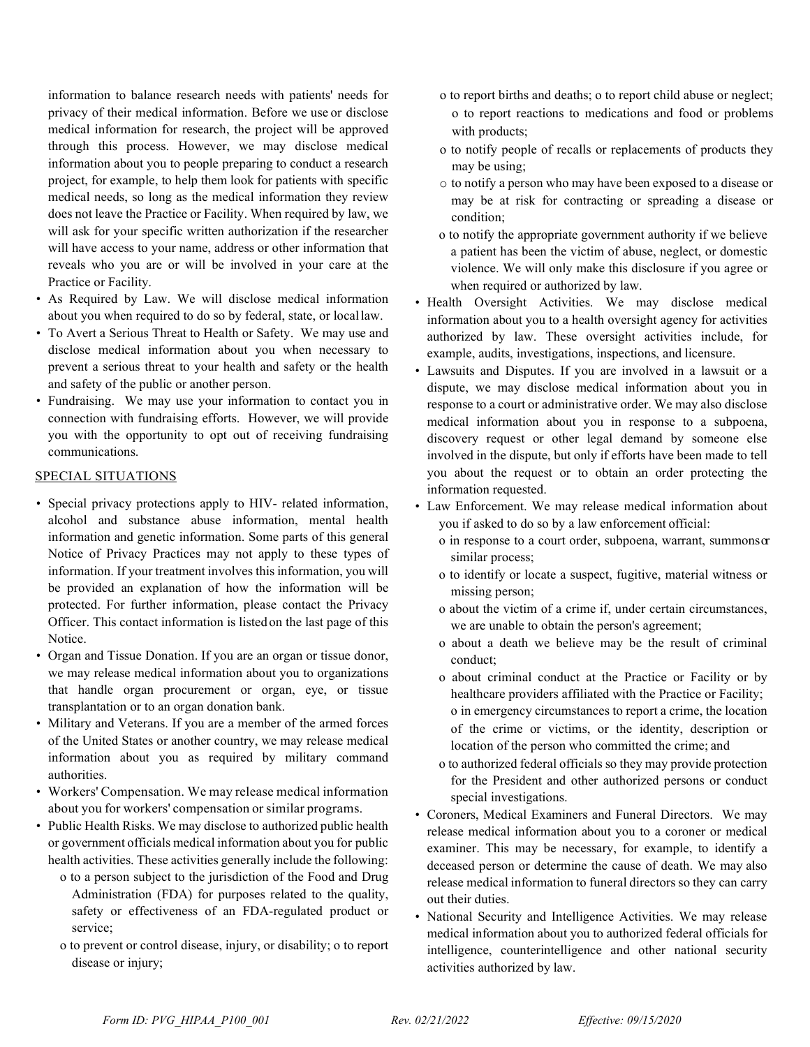information to balance research needs with patients' needs for privacy of their medical information. Before we use or disclose medical information for research, the project will be approved through this process. However, we may disclose medical information about you to people preparing to conduct a research project, for example, to help them look for patients with specific medical needs, so long as the medical information they review does not leave the Practice or Facility. When required by law, we will ask for your specific written authorization if the researcher will have access to your name, address or other information that reveals who you are or will be involved in your care at the Practice or Facility.

- As Required by Law. We will disclose medical information about you when required to do so by federal, state, or local law.
- To Avert a Serious Threat to Health or Safety. We may use and disclose medical information about you when necessary to prevent a serious threat to your health and safety or the health and safety of the public or another person.
- Fundraising. We may use your information to contact you in connection with fundraising efforts. However, we will provide you with the opportunity to opt out of receiving fundraising communications.

SPECIAL SITUATIONS

- Special privacy protections apply to HIV- related information, alcohol and substance abuse information, mental health information and genetic information. Some parts of this general Notice of Privacy Practices may not apply to these types of information. If your treatment involves this information, you will be provided an explanation of how the information will be protected. For further information, please contact the Privacy Officer. This contact information is listed on the last page of this Notice.
- Organ and Tissue Donation. If you are an organ or tissue donor, we may release medical information about you to organizations that handle organ procurement or organ, eye, or tissue transplantation or to an organ donation bank.
- Military and Veterans. If you are a member of the armed forces of the United States or another country, we may release medical information about you as required by military command authorities.
- Workers' Compensation. We may release medical information about you for workers' compensation or similar programs.
- Public Health Risks. We may disclose to authorized public health or government officials medical information about you for public health activities. These activities generally include the following:
  - o to a person subject to the jurisdiction of the Food and Drug Administration (FDA) for purposes related to the quality, safety or effectiveness of an FDA-regulated product or service;
  - o to prevent or control disease, injury, or disability; o to report disease or injury;
  - o to report births and deaths; o to report child abuse or neglect;
  - o to report reactions to medications and food or problems with products;
  - o to notify people of recalls or replacements of products they may be using;
  - o to notify a person who may have been exposed to a disease or may be at risk for contracting or spreading a disease or condition;
  - o to notify the appropriate government authority if we believe a patient has been the victim of abuse, neglect, or domestic violence. We will only make this disclosure if you agree or when required or authorized by law.
- Health Oversight Activities. We may disclose medical information about you to a health oversight agency for activities authorized by law. These oversight activities include, for example, audits, investigations, inspections, and licensure.
- Lawsuits and Disputes. If you are involved in a lawsuit or a dispute, we may disclose medical information about you in response to a court or administrative order. We may also disclose medical information about you in response to a subpoena, discovery request or other legal demand by someone else involved in the dispute, but only if efforts have been made to tell you about the request or to obtain an order protecting the information requested.
- Law Enforcement. We may release medical information about you if asked to do so by a law enforcement official:
  - o in response to a court order, subpoena, warrant, summons or similar process;
  - o to identify or locate a suspect, fugitive, material witness or missing person;
  - o about the victim of a crime if, under certain circumstances, we are unable to obtain the person's agreement;
  - o about a death we believe may be the result of criminal conduct;
  - o about criminal conduct at the Practice or Facility or by healthcare providers affiliated with the Practice or Facility;
  - o in emergency circumstances to report a crime, the location of the crime or victims, or the identity, description or location of the person who committed the crime; and
  - o to authorized federal officials so they may provide protection for the President and other authorized persons or conduct special investigations.
- Coroners, Medical Examiners and Funeral Directors. We may release medical information about you to a coroner or medical examiner. This may be necessary, for example, to identify a deceased person or determine the cause of death. We may also release medical information to funeral directors so they can carry out their duties.
- National Security and Intelligence Activities. We may release medical information about you to authorized federal officials for intelligence, counterintelligence and other national security activities authorized by law.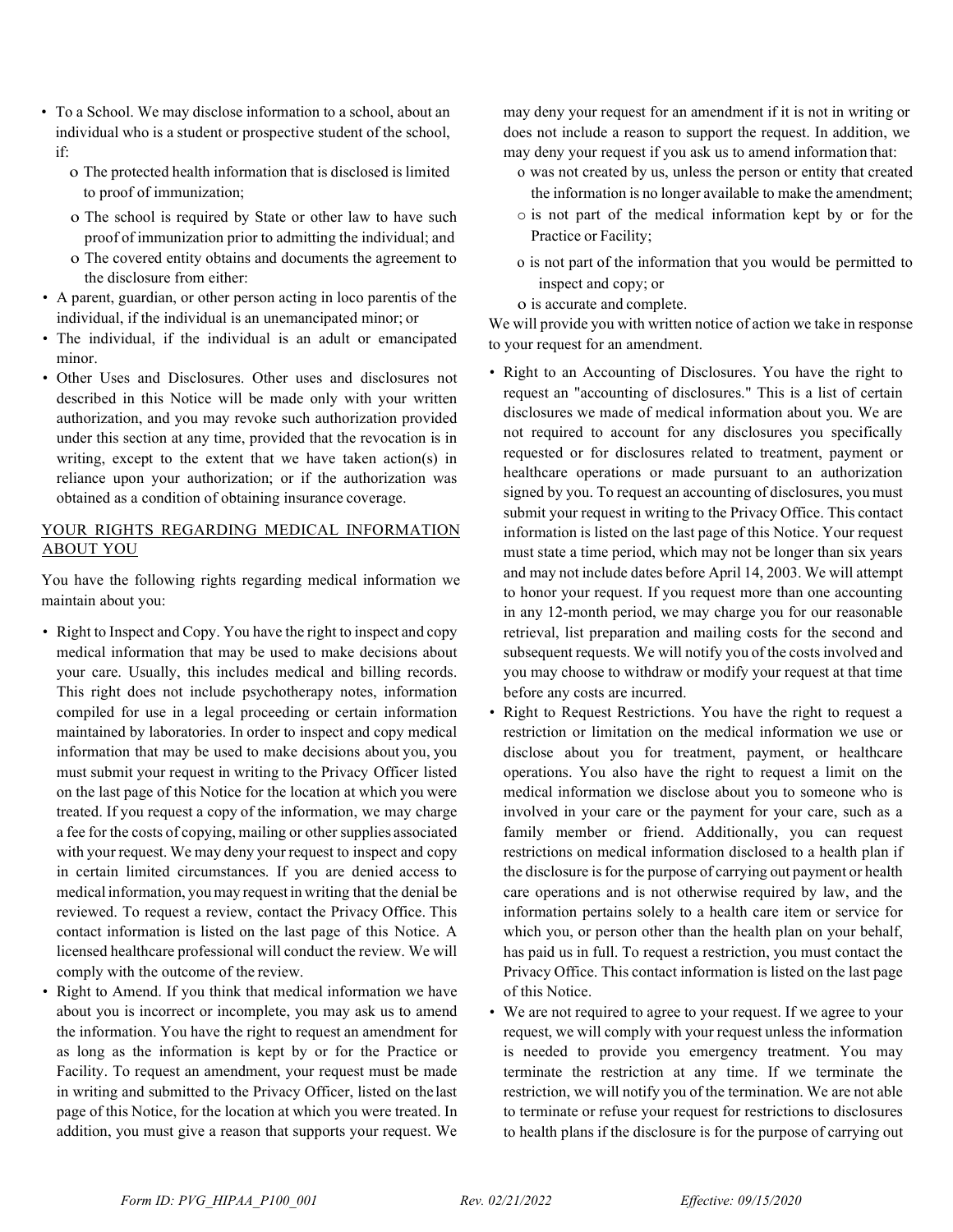- To a School. We may disclose information to a school, about an individual who is a student or prospective student of the school, if:
  - The protected health information that is disclosed is limited to proof of immunization;
  - The school is required by State or other law to have such proof of immunization prior to admitting the individual; and
  - The covered entity obtains and documents the agreement to the disclosure from either:
- A parent, guardian, or other person acting in loco parentis of the individual, if the individual is an unemancipated minor; or
- The individual, if the individual is an adult or emancipated minor.
- Other Uses and Disclosures. Other uses and disclosures not described in this Notice will be made only with your written authorization, and you may revoke such authorization provided under this section at any time, provided that the revocation is in writing, except to the extent that we have taken action(s) in reliance upon your authorization; or if the authorization was obtained as a condition of obtaining insurance coverage.

## YOUR RIGHTS REGARDING MEDICAL INFORMATION ABOUT YOU

You have the following rights regarding medical information we maintain about you:

- Right to Inspect and Copy. You have the right to inspect and copy medical information that may be used to make decisions about your care. Usually, this includes medical and billing records. This right does not include psychotherapy notes, information compiled for use in a legal proceeding or certain information maintained by laboratories. In order to inspect and copy medical information that may be used to make decisions about you, you must submit your request in writing to the Privacy Officer listed on the last page of this Notice for the location at which you were treated. If you request a copy of the information, we may charge a fee for the costs of copying, mailing or other supplies associated with your request. We may deny your request to inspect and copy in certain limited circumstances. If you are denied access to medical information, you may request in writing that the denial be reviewed. To request a review, contact the Privacy Office. This contact information is listed on the last page of this Notice. A licensed healthcare professional will conduct the review. We will comply with the outcome of the review.
- Right to Amend. If you think that medical information we have about you is incorrect or incomplete, you may ask us to amend the information. You have the right to request an amendment for as long as the information is kept by or for the Practice or Facility. To request an amendment, your request must be made in writing and submitted to the Privacy Officer, listed on the last page of this Notice, for the location at which you were treated. In addition, you must give a reason that supports your request. We may deny your request for an amendment if it is not in writing or does not include a reason to support the request. In addition, we may deny your request if you ask us to amend information that:
  - was not created by us, unless the person or entity that created the information is no longer available to make the amendment;
  - is not part of the medical information kept by or for the Practice or Facility;
  - is not part of the information that you would be permitted to inspect and copy; or
  - is accurate and complete.

We will provide you with written notice of action we take in response to your request for an amendment.

- Right to an Accounting of Disclosures. You have the right to request an "accounting of disclosures." This is a list of certain disclosures we made of medical information about you. We are not required to account for any disclosures you specifically requested or for disclosures related to treatment, payment or healthcare operations or made pursuant to an authorization signed by you. To request an accounting of disclosures, you must submit your request in writing to the Privacy Office. This contact information is listed on the last page of this Notice. Your request must state a time period, which may not be longer than six years and may not include dates before April 14, 2003. We will attempt to honor your request. If you request more than one accounting in any 12-month period, we may charge you for our reasonable retrieval, list preparation and mailing costs for the second and subsequent requests. We will notify you of the costs involved and you may choose to withdraw or modify your request at that time before any costs are incurred.
- Right to Request Restrictions. You have the right to request a restriction or limitation on the medical information we use or disclose about you for treatment, payment, or healthcare operations. You also have the right to request a limit on the medical information we disclose about you to someone who is involved in your care or the payment for your care, such as a family member or friend. Additionally, you can request restrictions on medical information disclosed to a health plan if the disclosure is for the purpose of carrying out payment or health care operations and is not otherwise required by law, and the information pertains solely to a health care item or service for which you, or person other than the health plan on your behalf, has paid us in full. To request a restriction, you must contact the Privacy Office. This contact information is listed on the last page of this Notice.
- We are not required to agree to your request. If we agree to your request, we will comply with your request unless the information is needed to provide you emergency treatment. You may terminate the restriction at any time. If we terminate the restriction, we will notify you of the termination. We are not able to terminate or refuse your request for restrictions to disclosures to health plans if the disclosure is for the purpose of carrying out

*Form ID: PVG_HIPAA_P100_001* *Rev. 02/21/2022* *Effective: 09/15/2020*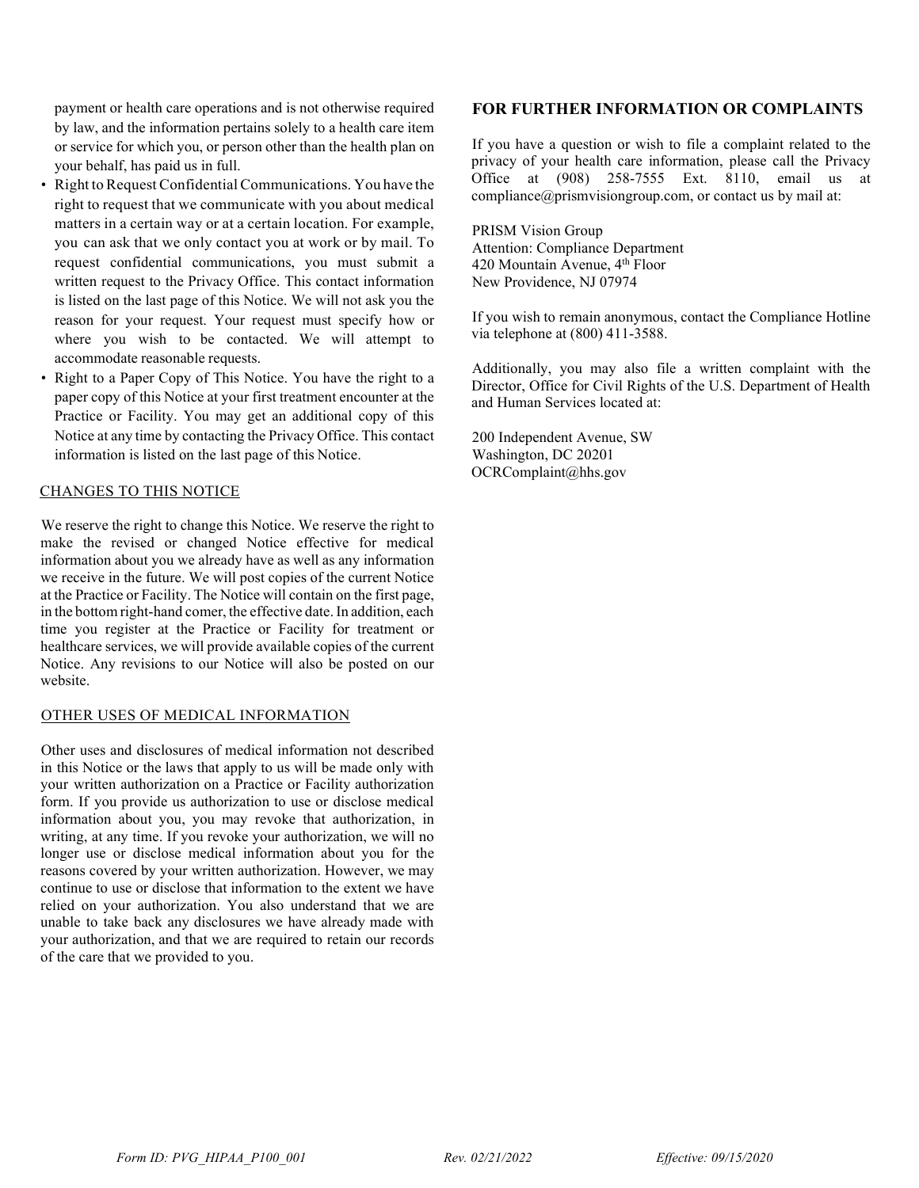payment or health care operations and is not otherwise required by law, and the information pertains solely to a health care item or service for which you, or person other than the health plan on your behalf, has paid us in full.

- Right to Request Confidential Communications. You have the right to request that we communicate with you about medical matters in a certain way or at a certain location. For example, you can ask that we only contact you at work or by mail. To request confidential communications, you must submit a written request to the Privacy Office. This contact information is listed on the last page of this Notice. We will not ask you the reason for your request. Your request must specify how or where you wish to be contacted. We will attempt to accommodate reasonable requests.
- Right to a Paper Copy of This Notice. You have the right to a paper copy of this Notice at your first treatment encounter at the Practice or Facility. You may get an additional copy of this Notice at any time by contacting the Privacy Office. This contact information is listed on the last page of this Notice.

## CHANGES TO THIS NOTICE

We reserve the right to change this Notice. We reserve the right to make the revised or changed Notice effective for medical information about you we already have as well as any information we receive in the future. We will post copies of the current Notice at the Practice or Facility. The Notice will contain on the first page, in the bottom right-hand comer, the effective date. In addition, each time you register at the Practice or Facility for treatment or healthcare services, we will provide available copies of the current Notice. Any revisions to our Notice will also be posted on our website.

## OTHER USES OF MEDICAL INFORMATION

Other uses and disclosures of medical information not described in this Notice or the laws that apply to us will be made only with your written authorization on a Practice or Facility authorization form. If you provide us authorization to use or disclose medical information about you, you may revoke that authorization, in writing, at any time. If you revoke your authorization, we will no longer use or disclose medical information about you for the reasons covered by your written authorization. However, we may continue to use or disclose that information to the extent we have relied on your authorization. You also understand that we are unable to take back any disclosures we have already made with your authorization, and that we are required to retain our records of the care that we provided to you.

## FOR FURTHER INFORMATION OR COMPLAINTS

If you have a question or wish to file a complaint related to the privacy of your health care information, please call the Privacy Office at (908) 258-7555 Ext. 8110, email us at compliance@prismvisiongroup.com, or contact us by mail at:

PRISM Vision Group
Attention: Compliance Department
420 Mountain Avenue, 4th Floor
New Providence, NJ 07974

If you wish to remain anonymous, contact the Compliance Hotline via telephone at (800) 411-3588.

Additionally, you may also file a written complaint with the Director, Office for Civil Rights of the U.S. Department of Health and Human Services located at:

200 Independent Avenue, SW
Washington, DC 20201
OCRComplaint@hhs.gov

*Form ID: PVG_HIPAA_P100_001* *Rev. 02/21/2022* *Effective: 09/15/2020*